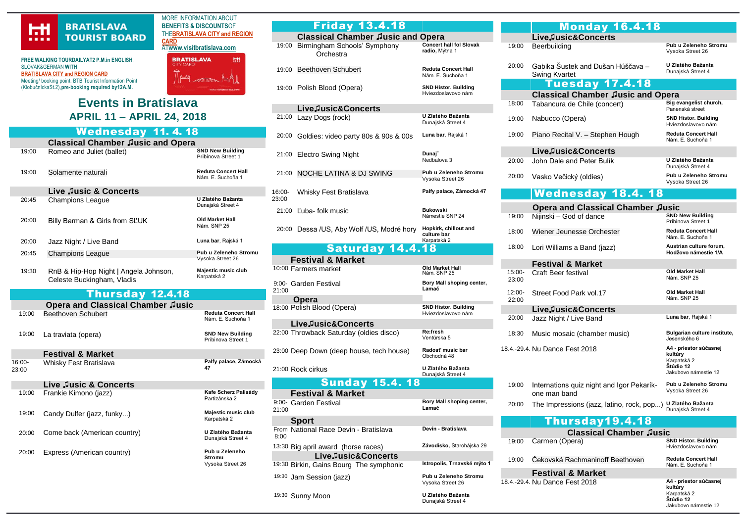**BRATISLAVA TOURIST BOARD**

**FREE WALKING TOUR DAILY AT 2 P.M. IN ENGLISH, SLOVAK & GERMAN WITH BRATISLAVA CITY and REGION CARD**
Meeting/ booking point: BTB Tourist Information Point (Klobučnícka St. 2), **pre-booking required by 12 A.M.**

MORE INFORMATION ABOUT **BENEFITS & DISCOUNTS** OF THE **BRATISLAVA CITY and REGION CARD** AT **www.visitbratislava.com**

# Events in Bratislava

## APRIL 11 – APRIL 24, 2018

## Wednesday 11. 4. 18

### Classical Chamber ♫usic and Opera

| Time | Event | Venue |
|---|---|---|
| 19:00 | Romeo and Juliet (ballet) | **SND New Building** Pribinova Street 1 |
| 19:00 | Solamente naturali | **Reduta Concert Hall** Nám. E. Suchoňa 1 |

### Live ♫usic & Concerts

| Time | Event | Venue |
|---|---|---|
| 20:45 | Champions League | **U Zlatého Bažanta** Dunajská Street 4 |
| 20:00 | Billy Barman & Girls from SĽUK | **Old Market Hall** Nám. SNP 25 |
| 20:00 | Jazz Night / Live Band | **Luna bar**, Rajská 1 |
| 20:45 | Champions League | **Pub u Zeleneho Stromu** Vysoka Street 26 |
| 19:30 | RnB & Hip-Hop Night \| Angela Johnson, Celeste Buckingham, Vladis | **Majestic music club** Karpatská 2 |

## Thursday 12.4.18

### Opera and Classical Chamber ♫usic

| Time | Event | Venue |
|---|---|---|
| 19:00 | Beethoven Schubert | **Reduta Concert Hall** Nám. E. Suchoňa 1 |
| 19:00 | La traviata (opera) | **SND New Building** Pribinova Street 1 |

### Festival & Market

| Time | Event | Venue |
|---|---|---|
| 16:00-23:00 | Whisky Fest Bratislava | **Palfy palace, Zámocká 47** |

### Live ♫usic & Concerts

| Time | Event | Venue |
|---|---|---|
| 19:00 | Frankie Kimono (jazz) | **Kafe Scherz Palisády** Partizánska 2 |
| 19:00 | Candy Dulfer (jazz, funky...) | **Majestic music club** Karpatská 2 |
| 20:00 | Come back (American country) | **U Zlatého Bažanta** Dunajská Street 4 |
| 20:00 | Express (American country) | **Pub u Zeleneho Stromu** Vysoka Street 26 |

## Friday 13.4.18

### Classical Chamber ♫usic and Opera

| Time | Event | Venue |
|---|---|---|
| 19:00 | Birmingham Schools' Symphony Orchestra | **Concert hall fol Slovak radio,** Mýtna 1 |
| 19:00 | Beethoven Schubert | **Reduta Concert Hall** Nám. E. Suchoňa 1 |
| 19:00 | Polish Blood (Opera) | **SND Histor. Building** Hviezdoslavovo nám |

### Live♫usic&Concerts

| Time | Event | Venue |
|---|---|---|
| 21:00 | Lazy Dogs (rock) | **U Zlatého Bažanta** Dunajská Street 4 |
| 20:00 | Goldies: video party 80s & 90s & 00s | **Luna bar**, Rajská 1 |
| 21:00 | Electro Swing Night | **Dunaj** Nedbalova 3 |
| 21:00 | NOCHE LATINA & DJ SWING | **Pub u Zeleneho Stromu** Vysoka Street 26 |
| 16:00-23:00 | Whisky Fest Bratislava | **Palfy palace, Zámocká 47** |
| 21:00 | Ľuba- folk music | **Bukowski** Námestie SNP 24 |
| 20:00 | Dessa /US, Aby Wolf /US, Modré hory | **Hopkirk, chillout and culture bar** Karpatská 2 |

## Saturday 14.4.18

### Festival & Market

| Time | Event | Venue |
|---|---|---|
| 10:00 | Farmers market | **Old Market Hall** Nám. SNP 25 |
| 9:00-21:00 | Garden Festival | **Bory Mall shoping center, Lamač** |

### Opera

| Time | Event | Venue |
|---|---|---|
| 18:00 | Polish Blood (Opera) | **SND Histor. Building** Hviezdoslavovo nám |

### Live♫usic&Concerts

| Time | Event | Venue |
|---|---|---|
| 22:00 | Throwback Saturday (oldies disco) | **Re:fresh** Ventúrska 5 |
| 23:00 | Deep Down (deep house, tech house) | **Radosť music bar** Obchodná 48 |
| 21:00 | Rock cirkus | **U Zlatého Bažanta** Dunajská Street 4 |

## Sunday 15.4. 18

### Festival & Market

| Time | Event | Venue |
|---|---|---|
| 9:00-21:00 | Garden Festival | **Bory Mall shoping center, Lamač** |

### Sport

| Time | Event | Venue |
|---|---|---|
| From 8:00 | National Race Devin - Bratislava | **Devín - Bratislava** |
| 13:30 | Big april award (horse races) | **Závodisko,** Starohájska 29 |

### Live♫usic&Concerts

| Time | Event | Venue |
|---|---|---|
| 19:30 | Birkin, Gains Bourg The symphonic | **Istropolis, Trnavské mýto 1** |
| 19:30 | Jam Session (jazz) | **Pub u Zeleneho Stromu** Vysoka Street 26 |
| 19:30 | Sunny Moon | **U Zlatého Bažanta** Dunajská Street 4 |

## Monday 16.4.18

### Live♫usic&Concerts

| Time | Event | Venue |
|---|---|---|
| 19:00 | Beerbuilding | **Pub u Zeleneho Stromu** Vysoka Street 26 |
| 20:00 | Gabika Šustek and Dušan Húščava – Swing Kvartet | **U Zlatého Bažanta** Dunajská Street 4 |

## Tuesday 17.4.18

### Classical Chamber ♫usic and Opera

| Time | Event | Venue |
|---|---|---|
| 18:00 | Tabancura de Chile (concert) | **Big evangelist church,** Panenská street |
| 19:00 | Nabucco (Opera) | **SND Histor. Building** Hviezdoslavovo nám |
| 19:00 | Piano Recital V. – Stephen Hough | **Reduta Concert Hall** Nám. E. Suchoňa 1 |

### Live♫usic&Concerts

| Time | Event | Venue |
|---|---|---|
| 20:00 | John Dale and Peter Bulík | **U Zlatého Bažanta** Dunajská Street 4 |
| 20:00 | Vasko Večický (oldies) | **Pub u Zeleneho Stromu** Vysoka Street 26 |

## Wednesday 18.4. 18

### Opera and Classical Chamber ♫usic

| Time | Event | Venue |
|---|---|---|
| 19:00 | Nijinski – God of dance | **SND New Building** Pribinova Street 1 |
| 18:00 | Wiener Jeunesse Orchester | **Reduta Concert Hall** Nám. E. Suchoňa 1 |
| 18:00 | Lori Williams a Band (jazz) | **Austrian culture forum, Hodžovo námestie 1/A** |

### Festival & Market

| Time | Event | Venue |
|---|---|---|
| 15:00-23:00 | Craft Beer festival | **Old Market Hall** Nám. SNP 25 |
| 12:00-22:00 | Street Food Park vol.17 | **Old Market Hall** Nám. SNP 25 |

### Live♫usic&Concerts

| Time | Event | Venue |
|---|---|---|
| 20:00 | Jazz Night / Live Band | **Luna bar**, Rajská 1 |
| 18:30 | Music mosaic (chamber music) | **Bulgarian culture institute,** Jesenského 6 |
| 18.4.-29.4. | Nu Dance Fest 2018 | **A4 - priestor súčasnej kultúry** Karpatská 2 **Štúdio 12** Jakubovo námestie 12 |
| 19:00 | Internations quiz night and Igor Pekarík- one man band | **Pub u Zeleneho Stromu** Vysoka Street 26 |
| 20:00 | The Impressions (jazz, latino, rock, pop...) | **U Zlatého Bažanta** Dunajská Street 4 |

## Thursday19.4.18

### Classical Chamber ♫usic

| Time | Event | Venue |
|---|---|---|
| 19:00 | Carmen (Opera) | **SND Histor. Building** Hviezdoslavovo nám |
| 19:00 | Čekovská Rachmaninoff Beethoven | **Reduta Concert Hall** Nám. E. Suchoňa 1 |

### Festival & Market

| Time | Event | Venue |
|---|---|---|
| 18.4.-29.4. | Nu Dance Fest 2018 | **A4 - priestor súčasnej kultúry** Karpatská 2 **Štúdio 12** Jakubovo námestie 12 |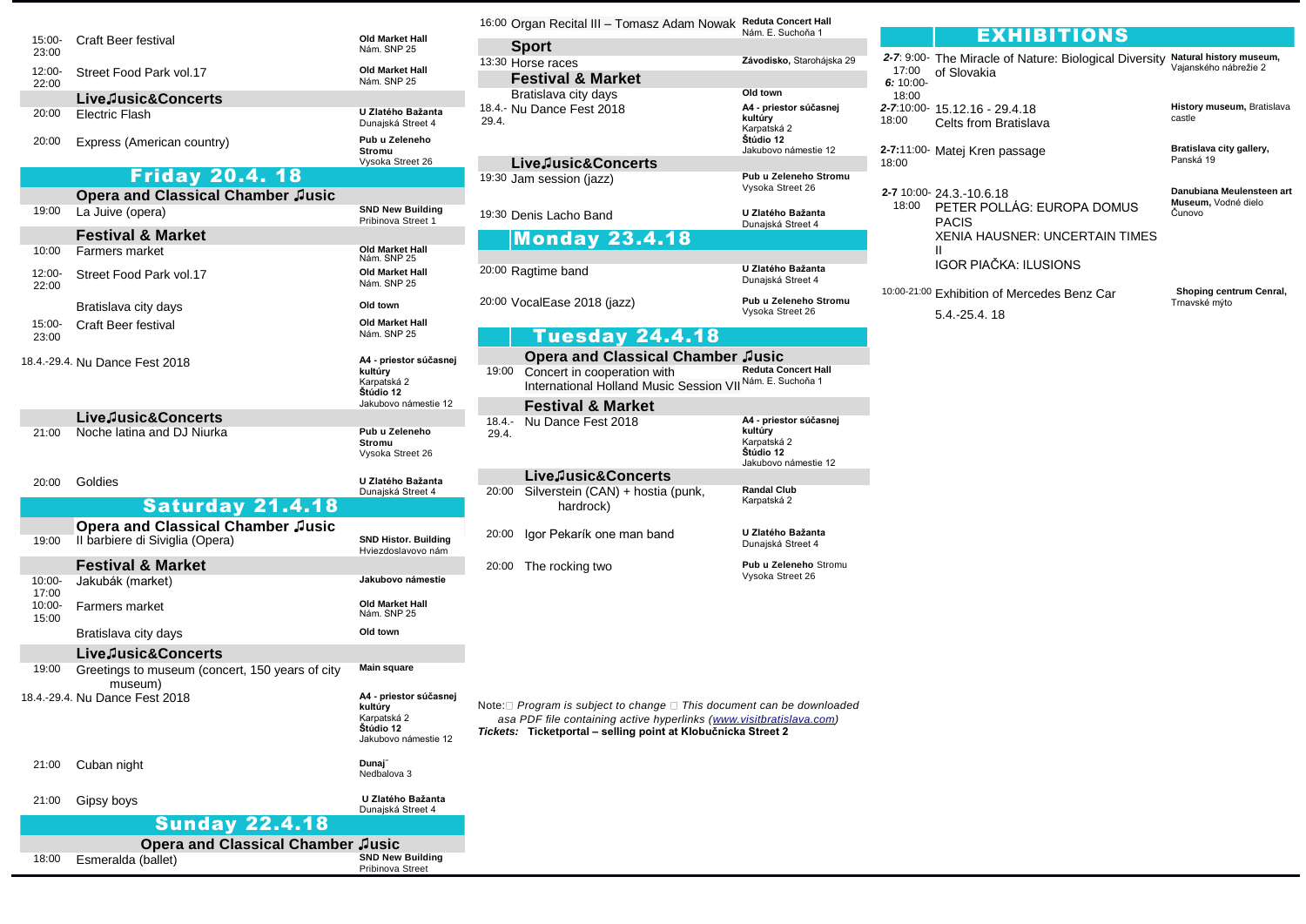| | | |
|---|---|---|
| 15:00-23:00 | Craft Beer festival | **Old Market Hall** Nám. SNP 25 |
| 12:00-22:00 | Street Food Park vol.17 | **Old Market Hall** Nám. SNP 25 |

### Live♫usic&Concerts

| | | |
|---|---|---|
| 20:00 | Electric Flash | **U Zlatého Bažanta** Dunajská Street 4 |
| 20:00 | Express (American country) | **Pub u Zeleneho Stromu** Vysoka Street 26 |

## Friday 20.4. 18

### Opera and Classical Chamber ♫usic

| | | |
|---|---|---|
| 19:00 | La Juive (opera) | **SND New Building** Pribinova Street 1 |

### Festival & Market

| | | |
|---|---|---|
| 10:00 | Farmers market | **Old Market Hall** Nám. SNP 25 |
| 12:00-22:00 | Street Food Park vol.17 | **Old Market Hall** Nám. SNP 25 |
| | Bratislava city days | **Old town** |
| 15:00-23:00 | Craft Beer festival | **Old Market Hall** Nám. SNP 25 |
| 18.4.-29.4. | Nu Dance Fest 2018 | **A4 - priestor súčasnej kultúry** Karpatská 2 **Štúdio 12** Jakubovo námestie 12 |

### Live♫usic&Concerts

| | | |
|---|---|---|
| 21:00 | Noche latina and DJ Niurka | **Pub u Zeleneho Stromu** Vysoka Street 26 |
| 20:00 | Goldies | **U Zlatého Bažanta** Dunajská Street 4 |

## Saturday 21.4.18

### Opera and Classical Chamber ♫usic

| | | |
|---|---|---|
| 19:00 | Il barbiere di Siviglia (Opera) | **SND Histor. Building** Hviezdoslavovo nám |

### Festival & Market

| | | |
|---|---|---|
| 10:00-17:00 | Jakubák (market) | **Jakubovo námestie** |
| 10:00-15:00 | Farmers market | **Old Market Hall** Nám. SNP 25 |
| | Bratislava city days | **Old town** |

### Live♫usic&Concerts

| | | |
|---|---|---|
| 19:00 | Greetings to museum (concert, 150 years of city museum) | **Main square** |
| 18.4.-29.4. | Nu Dance Fest 2018 | **A4 - priestor súčasnej kultúry** Karpatská 2 **Štúdio 12** Jakubovo námestie 12 |
| 21:00 | Cuban night | **Dunaj˜** Nedbalova 3 |
| 21:00 | Gipsy boys | **U Zlatého Bažanta** Dunajská Street 4 |

## Sunday 22.4.18

### Opera and Classical Chamber ♫usic

| | | |
|---|---|---|
| 18:00 | Esmeralda (ballet) | **SND New Building** Pribinova Street |
| 16:00 | Organ Recital III – Tomasz Adam Nowak | **Reduta Concert Hall** Nám. E. Suchoňa 1 |

### Sport

| | | |
|---|---|---|
| 13:30 | Horse races | **Závodisko,** Starohájska 29 |

### Festival & Market

| | | |
|---|---|---|
| | Bratislava city days | **Old town** |
| 18.4.-29.4. | Nu Dance Fest 2018 | **A4 - priestor súčasnej kultúry** Karpatská 2 **Štúdio 12** Jakubovo námestie 12 |

### Live♫usic&Concerts

| | | |
|---|---|---|
| 19:30 | Jam session (jazz) | **Pub u Zeleneho Stromu** Vysoka Street 26 |
| 19:30 | Denis Lacho Band | **U Zlatého Bažanta** Dunajská Street 4 |

## Monday 23.4.18

| | | |
|---|---|---|
| 20:00 | Ragtime band | **U Zlatého Bažanta** Dunajská Street 4 |
| 20:00 | VocalEase 2018 (jazz) | **Pub u Zeleneho Stromu** Vysoka Street 26 |

## Tuesday 24.4.18

### Opera and Classical Chamber ♫usic

| | | |
|---|---|---|
| 19:00 | Concert in cooperation with International Holland Music Session VII | **Reduta Concert Hall** Nám. E. Suchoňa 1 |

### Festival & Market

| | | |
|---|---|---|
| 18.4.-29.4. | Nu Dance Fest 2018 | **A4 - priestor súčasnej kultúry** Karpatská 2 **Štúdio 12** Jakubovo námestie 12 |

### Live♫usic&Concerts

| | | |
|---|---|---|
| 20:00 | Silverstein (CAN) + hostia (punk, hardrock) | **Randal Club** Karpatská 2 |
| 20:00 | Igor Pekarík one man band | **U Zlatého Bažanta** Dunajská Street 4 |
| 20:00 | The rocking two | **Pub u Zeleneho Stromu** Vysoka Street 26 |

Note: *Program is subject to change  This document can be downloaded asa PDF file containing active hyperlinks (www.visitbratislava.com)*

***Tickets:*** **Ticketportal – selling point at Klobučnícka Street 2**

## EXHIBITIONS

| | | |
|---|---|---|
| *2-7*: 9:00-17:00 *6*: 10:00-18:00 | The Miracle of Nature: Biological Diversity of Slovakia | **Natural history museum,** Vajanského nábrežie 2 |
| *2-7*:10:00-18:00 | 15.12.16 - 29.4.18 Celts from Bratislava | **History museum,** Bratislava castle |
| 2-7:11:00-18:00 | Matej Kren passage | **Bratislava city gallery,** Panská 19 |
| 2-7 10:00-18:00 | 24.3.-10.6.18 PETER POLLÁG: EUROPA DOMUS PACIS XENIA HAUSNER: UNCERTAIN TIMES II IGOR PIAČKA: ILUSIONS | **Danubiana Meulensteen art Museum,** Vodné dielo Čunovo |
| 10:00-21:00 | Exhibition of Mercedes Benz Car 5.4.-25.4. 18 | **Shoping centrum Cenral,** Trnavské mýto |